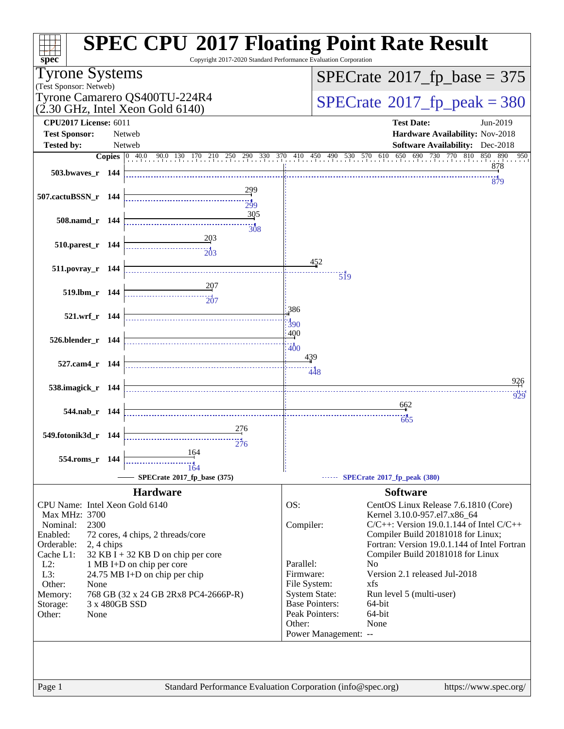# SPEC CPU 2017 Floating Point Rate Result

Copyright 2017-2020 Standard Performance Evaluation Corporation

**Tyrone Systems**
(Test Sponsor: Netweb)
Tyrone Camarero QS400TU-224R4
(2.30 GHz, Intel Xeon Gold 6140)

**SPECrate 2017_fp_base = 375**
**SPECrate 2017_fp_peak = 380**

| | | | |
|---|---|---|---|
| **CPU2017 License:** | 6011 | **Test Date:** | Jun-2019 |
| **Test Sponsor:** | Netweb | **Hardware Availability:** | Nov-2018 |
| **Tested by:** | Netweb | **Software Availability:** | Dec-2018 |

| Benchmark | Copies | SPECrate 2017_fp_base (375) | SPECrate 2017_fp_peak (380) |
|---|---|---|---|
| 503.bwaves_r | 144 | 878 | 879 |
| 507.cactuBSSN_r | 144 | 299 | 299 |
| 508.namd_r | 144 | 305 | 308 |
| 510.parest_r | 144 | 203 | 203 |
| 511.povray_r | 144 | 452 | 519 |
| 519.lbm_r | 144 | 207 | 207 |
| 521.wrf_r | 144 | 386 | 390 |
| 526.blender_r | 144 | 400 | 400 |
| 527.cam4_r | 144 | 439 | 448 |
| 538.imagick_r | 144 | 926 | 929 |
| 544.nab_r | 144 | 662 | 665 |
| 549.fotonik3d_r | 144 | 276 | 276 |
| 554.roms_r | 144 | 164 | 164 |

## Hardware

| | |
|---|---|
| CPU Name: | Intel Xeon Gold 6140 |
| Max MHz: | 3700 |
| Nominal: | 2300 |
| Enabled: | 72 cores, 4 chips, 2 threads/core |
| Orderable: | 2, 4 chips |
| Cache L1: | 32 KB I + 32 KB D on chip per core |
| L2: | 1 MB I+D on chip per core |
| L3: | 24.75 MB I+D on chip per chip |
| Other: | None |
| Memory: | 768 GB (32 x 24 GB 2Rx8 PC4-2666P-R) |
| Storage: | 3 x 480GB SSD |
| Other: | None |

## Software

| | |
|---|---|
| OS: | CentOS Linux Release 7.6.1810 (Core) Kernel 3.10.0-957.el7.x86_64 |
| Compiler: | C/C++: Version 19.0.1.144 of Intel C/C++ Compiler Build 20181018 for Linux; Fortran: Version 19.0.1.144 of Intel Fortran Compiler Build 20181018 for Linux |
| Parallel: | No |
| Firmware: | Version 2.1 released Jul-2018 |
| File System: | xfs |
| System State: | Run level 5 (multi-user) |
| Base Pointers: | 64-bit |
| Peak Pointers: | 64-bit |
| Other: | None |
| Power Management: | -- |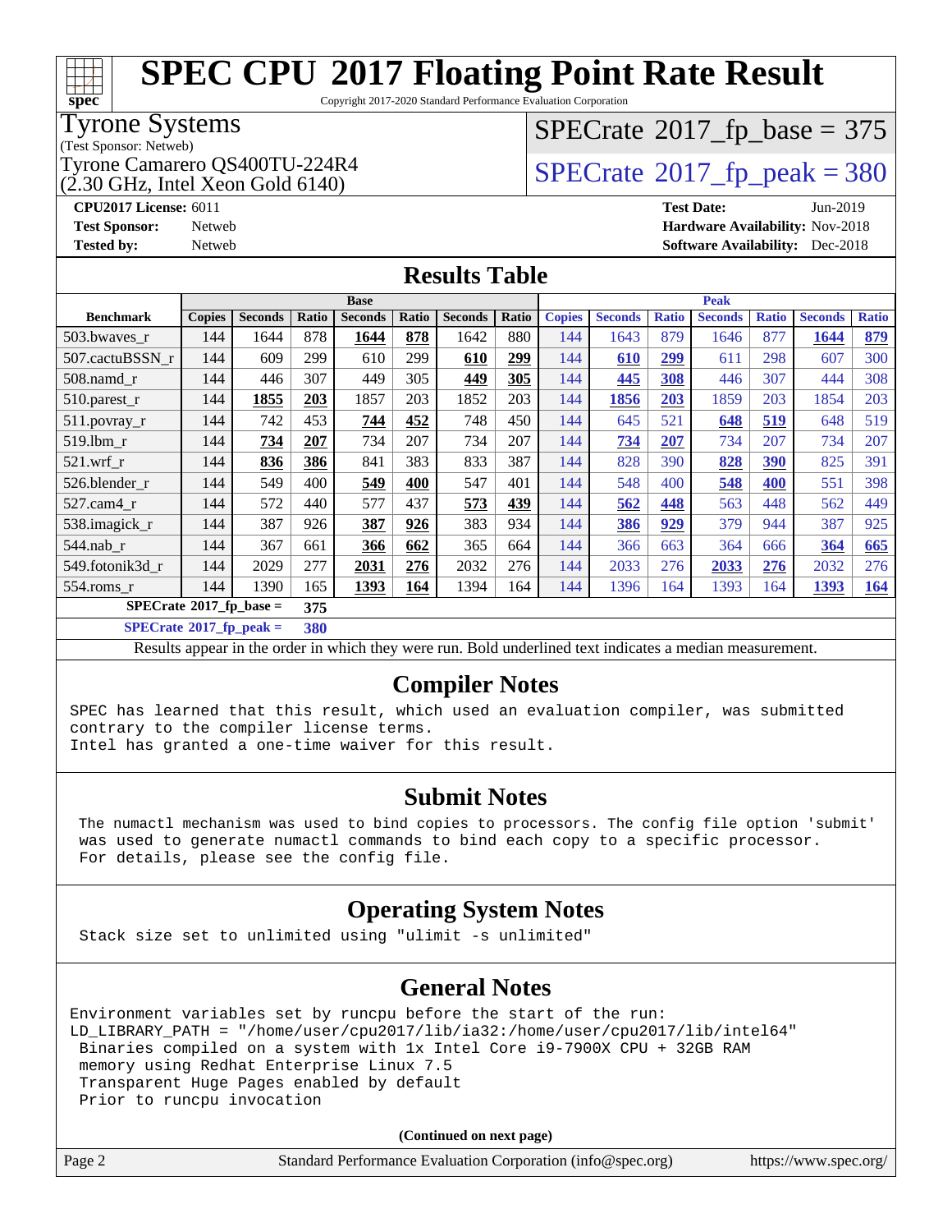# SPEC CPU 2017 Floating Point Rate Result

Copyright 2017-2020 Standard Performance Evaluation Corporation

**Tyrone Systems**
(Test Sponsor: Netweb)

Tyrone Camarero QS400TU-224R4
(2.30 GHz, Intel Xeon Gold 6140)

SPECrate 2017_fp_base = 375

SPECrate 2017_fp_peak = 380

**CPU2017 License:** 6011
**Test Sponsor:** Netweb
**Tested by:** Netweb

**Test Date:** Jun-2019
**Hardware Availability:** Nov-2018
**Software Availability:** Dec-2018

## Results Table

| | Base | | | | | | | Peak | | | | | | |
|---|---|---|---|---|---|---|---|---|---|---|---|---|---|---|
| **Benchmark** | **Copies** | **Seconds** | **Ratio** | **Seconds** | **Ratio** | **Seconds** | **Ratio** | **Copies** | **Seconds** | **Ratio** | **Seconds** | **Ratio** | **Seconds** | **Ratio** |
| 503.bwaves_r | 144 | 1644 | 878 | **1644** | **878** | 1642 | 880 | 144 | 1643 | 879 | 1646 | 877 | **1644** | **879** |
| 507.cactuBSSN_r | 144 | 609 | 299 | 610 | 299 | **610** | **299** | 144 | **610** | **299** | 611 | 298 | 607 | 300 |
| 508.namd_r | 144 | 446 | 307 | 449 | 305 | **449** | **305** | 144 | **445** | **308** | 446 | 307 | 444 | 308 |
| 510.parest_r | 144 | **1855** | **203** | 1857 | 203 | 1852 | 203 | 144 | **1856** | **203** | 1859 | 203 | 1854 | 203 |
| 511.povray_r | 144 | 742 | 453 | **744** | **452** | 748 | 450 | 144 | 645 | 521 | **648** | **519** | 648 | 519 |
| 519.lbm_r | 144 | **734** | **207** | 734 | 207 | 734 | 207 | 144 | **734** | **207** | 734 | 207 | 734 | 207 |
| 521.wrf_r | 144 | **836** | **386** | 841 | 383 | 833 | 387 | 144 | 828 | 390 | **828** | **390** | 825 | 391 |
| 526.blender_r | 144 | 549 | 400 | **549** | **400** | 547 | 401 | 144 | 548 | 400 | **548** | **400** | 551 | 398 |
| 527.cam4_r | 144 | 572 | 440 | 577 | 437 | **573** | **439** | 144 | **562** | **448** | 563 | 448 | 562 | 449 |
| 538.imagick_r | 144 | 387 | 926 | **387** | **926** | 383 | 934 | 144 | **386** | **929** | 379 | 944 | 387 | 925 |
| 544.nab_r | 144 | 367 | 661 | **366** | **662** | 365 | 664 | 144 | 366 | 663 | 364 | 666 | **364** | **665** |
| 549.fotonik3d_r | 144 | 2029 | 277 | **2031** | **276** | 2032 | 276 | 144 | 2033 | 276 | **2033** | **276** | 2032 | 276 |
| 554.roms_r | 144 | 1390 | 165 | **1393** | **164** | 1394 | 164 | 144 | 1396 | 164 | 1393 | 164 | **1393** | **164** |

**SPECrate 2017_fp_base = 375**

**SPECrate 2017_fp_peak = 380**

Results appear in the order in which they were run. Bold underlined text indicates a median measurement.

## Compiler Notes

```
SPEC has learned that this result, which used an evaluation compiler, was submitted
contrary to the compiler license terms.
Intel has granted a one-time waiver for this result.
```

## Submit Notes

```
The numactl mechanism was used to bind copies to processors. The config file option 'submit'
was used to generate numactl commands to bind each copy to a specific processor.
For details, please see the config file.
```

## Operating System Notes

```
Stack size set to unlimited using "ulimit -s unlimited"
```

## General Notes

```
Environment variables set by runcpu before the start of the run:
LD_LIBRARY_PATH = "/home/user/cpu2017/lib/ia32:/home/user/cpu2017/lib/intel64"
 Binaries compiled on a system with 1x Intel Core i9-7900X CPU + 32GB RAM
 memory using Redhat Enterprise Linux 7.5
 Transparent Huge Pages enabled by default
 Prior to runcpu invocation
```

**(Continued on next page)**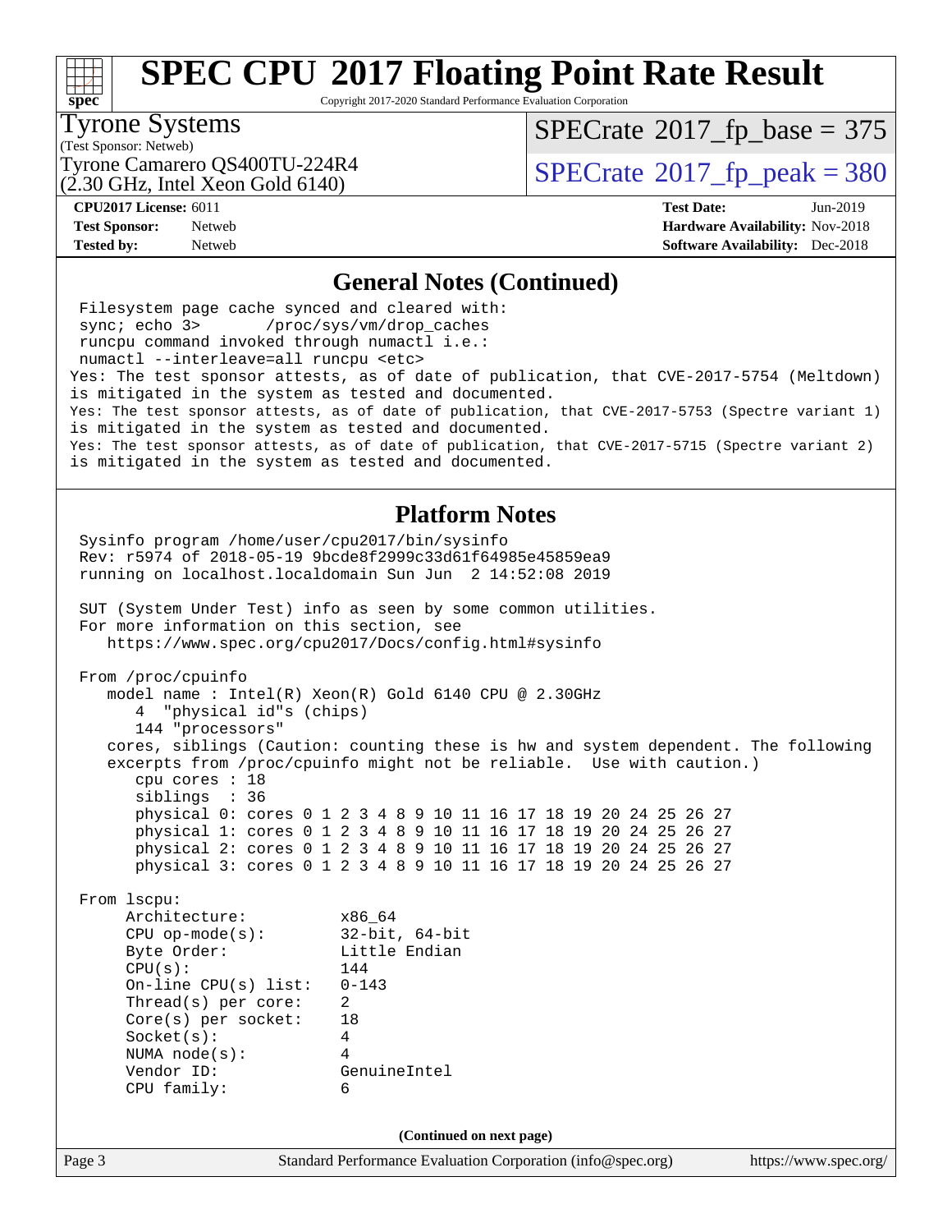# SPEC CPU 2017 Floating Point Rate Result

Copyright 2017-2020 Standard Performance Evaluation Corporation

**Tyrone Systems**
(Test Sponsor: Netweb)
Tyrone Camarero QS400TU-224R4
(2.30 GHz, Intel Xeon Gold 6140)

SPECrate 2017_fp_base = 375
SPECrate 2017_fp_peak = 380

**CPU2017 License:** 6011
**Test Sponsor:** Netweb
**Tested by:** Netweb

**Test Date:** Jun-2019
**Hardware Availability:** Nov-2018
**Software Availability:** Dec-2018

## General Notes (Continued)

```
Filesystem page cache synced and cleared with:
sync; echo 3>       /proc/sys/vm/drop_caches
runcpu command invoked through numactl i.e.:
numactl --interleave=all runcpu <etc>
Yes: The test sponsor attests, as of date of publication, that CVE-2017-5754 (Meltdown)
is mitigated in the system as tested and documented.
Yes: The test sponsor attests, as of date of publication, that CVE-2017-5753 (Spectre variant 1)
is mitigated in the system as tested and documented.
Yes: The test sponsor attests, as of date of publication, that CVE-2017-5715 (Spectre variant 2)
is mitigated in the system as tested and documented.
```

## Platform Notes

```
Sysinfo program /home/user/cpu2017/bin/sysinfo
Rev: r5974 of 2018-05-19 9bcde8f2999c33d61f64985e45859ea9
running on localhost.localdomain Sun Jun  2 14:52:08 2019

SUT (System Under Test) info as seen by some common utilities.
For more information on this section, see
   https://www.spec.org/cpu2017/Docs/config.html#sysinfo

From /proc/cpuinfo
   model name : Intel(R) Xeon(R) Gold 6140 CPU @ 2.30GHz
      4  "physical id"s (chips)
      144 "processors"
   cores, siblings (Caution: counting these is hw and system dependent. The following
   excerpts from /proc/cpuinfo might not be reliable.  Use with caution.)
      cpu cores : 18
      siblings  : 36
      physical 0: cores 0 1 2 3 4 8 9 10 11 16 17 18 19 20 24 25 26 27
      physical 1: cores 0 1 2 3 4 8 9 10 11 16 17 18 19 20 24 25 26 27
      physical 2: cores 0 1 2 3 4 8 9 10 11 16 17 18 19 20 24 25 26 27
      physical 3: cores 0 1 2 3 4 8 9 10 11 16 17 18 19 20 24 25 26 27

From lscpu:
     Architecture:          x86_64
     CPU op-mode(s):        32-bit, 64-bit
     Byte Order:            Little Endian
     CPU(s):                144
     On-line CPU(s) list:   0-143
     Thread(s) per core:    2
     Core(s) per socket:    18
     Socket(s):             4
     NUMA node(s):          4
     Vendor ID:             GenuineIntel
     CPU family:            6
```

(Continued on next page)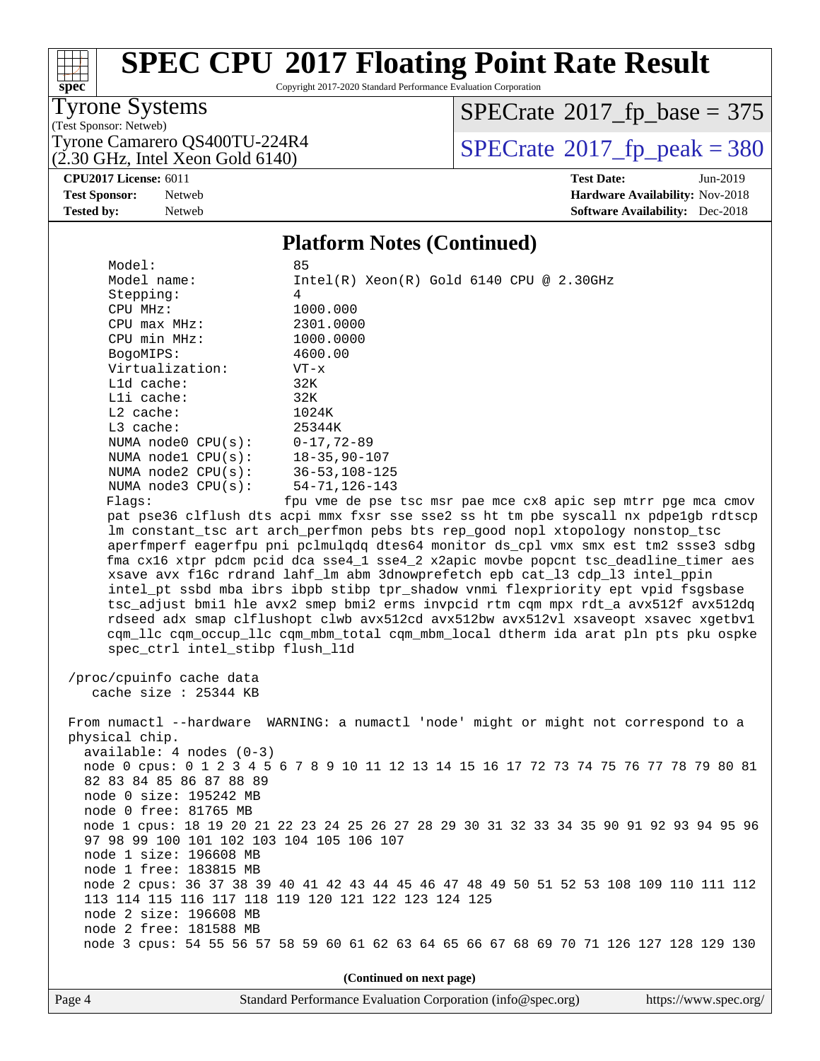## Platform Notes (Continued)

```
     Model:                 85
     Model name:            Intel(R) Xeon(R) Gold 6140 CPU @ 2.30GHz
     Stepping:              4
     CPU MHz:               1000.000
     CPU max MHz:           2301.0000
     CPU min MHz:           1000.0000
     BogoMIPS:              4600.00
     Virtualization:        VT-x
     L1d cache:             32K
     L1i cache:             32K
     L2 cache:              1024K
     L3 cache:              25344K
     NUMA node0 CPU(s):     0-17,72-89
     NUMA node1 CPU(s):     18-35,90-107
     NUMA node2 CPU(s):     36-53,108-125
     NUMA node3 CPU(s):     54-71,126-143
     Flags:                 fpu vme de pse tsc msr pae mce cx8 apic sep mtrr pge mca cmov
     pat pse36 clflush dts acpi mmx fxsr sse sse2 ss ht tm pbe syscall nx pdpe1gb rdtscp
     lm constant_tsc art arch_perfmon pebs bts rep_good nopl xtopology nonstop_tsc
     aperfmperf eagerfpu pni pclmulqdq dtes64 monitor ds_cpl vmx smx est tm2 ssse3 sdbg
     fma cx16 xtpr pdcm pcid dca sse4_1 sse4_2 x2apic movbe popcnt tsc_deadline_timer aes
     xsave avx f16c rdrand lahf_lm abm 3dnowprefetch epb cat_l3 cdp_l3 intel_ppin
     intel_pt ssbd mba ibrs ibpb stibp tpr_shadow vnmi flexpriority ept vpid fsgsbase
     tsc_adjust bmi1 hle avx2 smep bmi2 erms invpcid rtm cqm mpx rdt_a avx512f avx512dq
     rdseed adx smap clflushopt clwb avx512cd avx512bw avx512vl xsaveopt xsavec xgetbv1
     cqm_llc cqm_occup_llc cqm_mbm_total cqm_mbm_local dtherm ida arat pln pts pku ospke
     spec_ctrl intel_stibp flush_l1d

 /proc/cpuinfo cache data
    cache size : 25344 KB

 From numactl --hardware  WARNING: a numactl 'node' might or might not correspond to a
 physical chip.
   available: 4 nodes (0-3)
   node 0 cpus: 0 1 2 3 4 5 6 7 8 9 10 11 12 13 14 15 16 17 72 73 74 75 76 77 78 79 80 81
   82 83 84 85 86 87 88 89
   node 0 size: 195242 MB
   node 0 free: 81765 MB
   node 1 cpus: 18 19 20 21 22 23 24 25 26 27 28 29 30 31 32 33 34 35 90 91 92 93 94 95 96
   97 98 99 100 101 102 103 104 105 106 107
   node 1 size: 196608 MB
   node 1 free: 183815 MB
   node 2 cpus: 36 37 38 39 40 41 42 43 44 45 46 47 48 49 50 51 52 53 108 109 110 111 112
   113 114 115 116 117 118 119 120 121 122 123 124 125
   node 2 size: 196608 MB
   node 2 free: 181588 MB
   node 3 cpus: 54 55 56 57 58 59 60 61 62 63 64 65 66 67 68 69 70 71 126 127 128 129 130
```

(Continued on next page)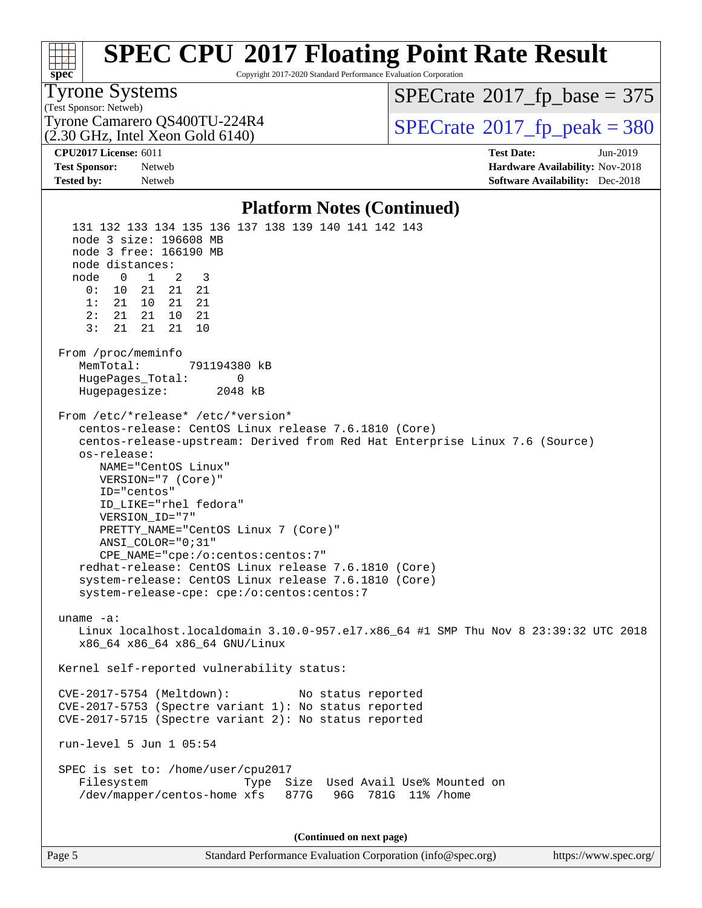# SPEC CPU 2017 Floating Point Rate Result

Copyright 2017-2020 Standard Performance Evaluation Corporation

**Tyrone Systems**
(Test Sponsor: Netweb)
Tyrone Camarero QS400TU-224R4
(2.30 GHz, Intel Xeon Gold 6140)

SPECrate 2017_fp_base = 375
SPECrate 2017_fp_peak = 380

| | | | |
|---|---|---|---|
| **CPU2017 License:** | 6011 | **Test Date:** | Jun-2019 |
| **Test Sponsor:** | Netweb | **Hardware Availability:** | Nov-2018 |
| **Tested by:** | Netweb | **Software Availability:** | Dec-2018 |

## Platform Notes (Continued)

```
    131 132 133 134 135 136 137 138 139 140 141 142 143
    node 3 size: 196608 MB
    node 3 free: 166190 MB
    node distances:
    node   0   1   2   3
      0:  10  21  21  21
      1:  21  10  21  21
      2:  21  21  10  21
      3:  21  21  21  10

 From /proc/meminfo
    MemTotal:       791194380 kB
    HugePages_Total:       0
    Hugepagesize:       2048 kB

 From /etc/*release* /etc/*version*
    centos-release: CentOS Linux release 7.6.1810 (Core)
    centos-release-upstream: Derived from Red Hat Enterprise Linux 7.6 (Source)
    os-release:
       NAME="CentOS Linux"
       VERSION="7 (Core)"
       ID="centos"
       ID_LIKE="rhel fedora"
       VERSION_ID="7"
       PRETTY_NAME="CentOS Linux 7 (Core)"
       ANSI_COLOR="0;31"
       CPE_NAME="cpe:/o:centos:centos:7"
    redhat-release: CentOS Linux release 7.6.1810 (Core)
    system-release: CentOS Linux release 7.6.1810 (Core)
    system-release-cpe: cpe:/o:centos:centos:7

 uname -a:
    Linux localhost.localdomain 3.10.0-957.el7.x86_64 #1 SMP Thu Nov 8 23:39:32 UTC 2018
    x86_64 x86_64 x86_64 GNU/Linux

 Kernel self-reported vulnerability status:

 CVE-2017-5754 (Meltdown):          No status reported
 CVE-2017-5753 (Spectre variant 1): No status reported
 CVE-2017-5715 (Spectre variant 2): No status reported

 run-level 5 Jun 1 05:54

 SPEC is set to: /home/user/cpu2017
    Filesystem              Type  Size  Used Avail Use% Mounted on
    /dev/mapper/centos-home xfs   877G   96G  781G  11% /home
```

**(Continued on next page)**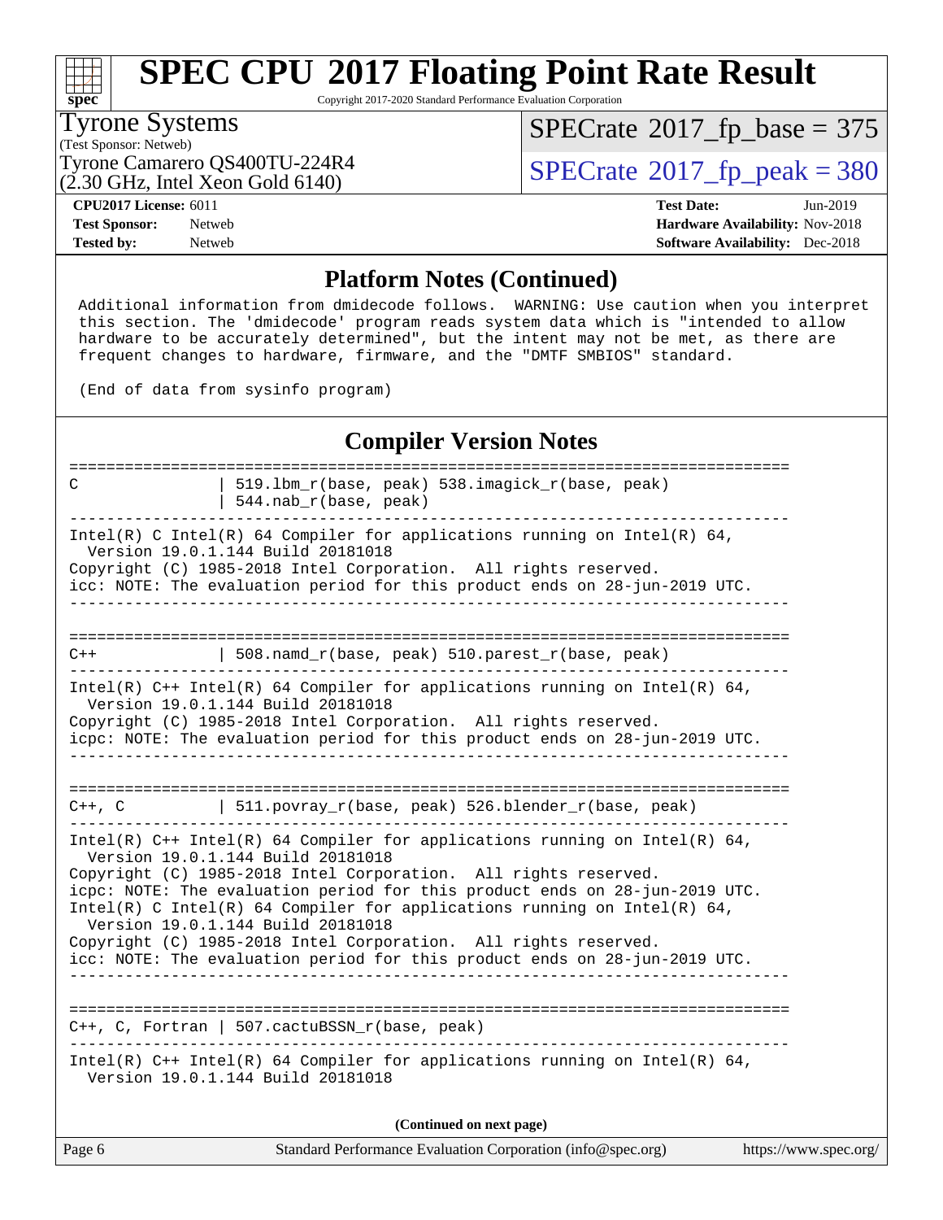## Platform Notes (Continued)

```
Additional information from dmidecode follows.  WARNING: Use caution when you interpret
this section. The 'dmidecode' program reads system data which is "intended to allow
hardware to be accurately determined", but the intent may not be met, as there are
frequent changes to hardware, firmware, and the "DMTF SMBIOS" standard.

(End of data from sysinfo program)
```

## Compiler Version Notes

```
==============================================================================
C               | 519.lbm_r(base, peak) 538.imagick_r(base, peak)
                | 544.nab_r(base, peak)
------------------------------------------------------------------------------
Intel(R) C Intel(R) 64 Compiler for applications running on Intel(R) 64,
  Version 19.0.1.144 Build 20181018
Copyright (C) 1985-2018 Intel Corporation.  All rights reserved.
icc: NOTE: The evaluation period for this product ends on 28-jun-2019 UTC.
------------------------------------------------------------------------------

==============================================================================
C++             | 508.namd_r(base, peak) 510.parest_r(base, peak)
------------------------------------------------------------------------------
Intel(R) C++ Intel(R) 64 Compiler for applications running on Intel(R) 64,
  Version 19.0.1.144 Build 20181018
Copyright (C) 1985-2018 Intel Corporation.  All rights reserved.
icpc: NOTE: The evaluation period for this product ends on 28-jun-2019 UTC.
------------------------------------------------------------------------------

==============================================================================
C++, C          | 511.povray_r(base, peak) 526.blender_r(base, peak)
------------------------------------------------------------------------------
Intel(R) C++ Intel(R) 64 Compiler for applications running on Intel(R) 64,
  Version 19.0.1.144 Build 20181018
Copyright (C) 1985-2018 Intel Corporation.  All rights reserved.
icpc: NOTE: The evaluation period for this product ends on 28-jun-2019 UTC.
Intel(R) C Intel(R) 64 Compiler for applications running on Intel(R) 64,
  Version 19.0.1.144 Build 20181018
Copyright (C) 1985-2018 Intel Corporation.  All rights reserved.
icc: NOTE: The evaluation period for this product ends on 28-jun-2019 UTC.
------------------------------------------------------------------------------

==============================================================================
C++, C, Fortran | 507.cactuBSSN_r(base, peak)
------------------------------------------------------------------------------
Intel(R) C++ Intel(R) 64 Compiler for applications running on Intel(R) 64,
  Version 19.0.1.144 Build 20181018
```

**(Continued on next page)**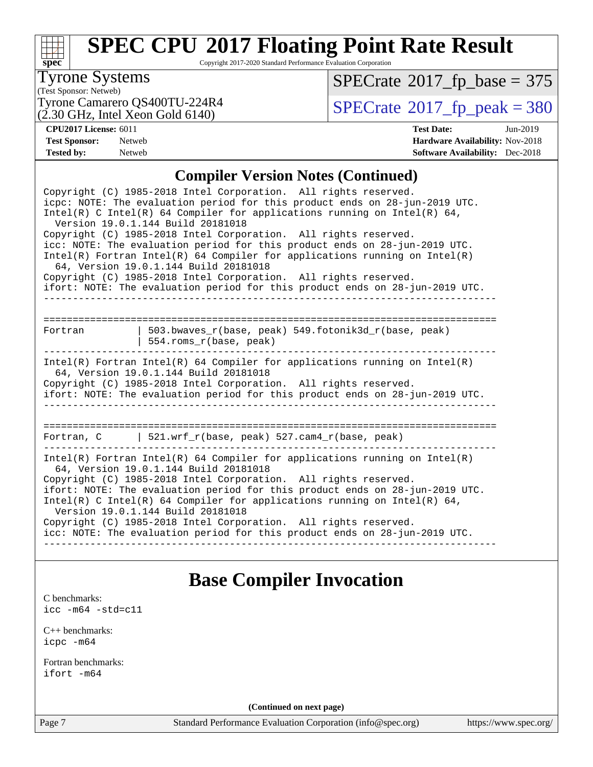## Compiler Version Notes (Continued)

```
Copyright (C) 1985-2018 Intel Corporation.  All rights reserved.
icpc: NOTE: The evaluation period for this product ends on 28-jun-2019 UTC.
Intel(R) C Intel(R) 64 Compiler for applications running on Intel(R) 64,
  Version 19.0.1.144 Build 20181018
Copyright (C) 1985-2018 Intel Corporation.  All rights reserved.
icc: NOTE: The evaluation period for this product ends on 28-jun-2019 UTC.
Intel(R) Fortran Intel(R) 64 Compiler for applications running on Intel(R)
  64, Version 19.0.1.144 Build 20181018
Copyright (C) 1985-2018 Intel Corporation.  All rights reserved.
ifort: NOTE: The evaluation period for this product ends on 28-jun-2019 UTC.
------------------------------------------------------------------------------

==============================================================================
Fortran         | 503.bwaves_r(base, peak) 549.fotonik3d_r(base, peak)
                | 554.roms_r(base, peak)
------------------------------------------------------------------------------
Intel(R) Fortran Intel(R) 64 Compiler for applications running on Intel(R)
  64, Version 19.0.1.144 Build 20181018
Copyright (C) 1985-2018 Intel Corporation.  All rights reserved.
ifort: NOTE: The evaluation period for this product ends on 28-jun-2019 UTC.
------------------------------------------------------------------------------

==============================================================================
Fortran, C      | 521.wrf_r(base, peak) 527.cam4_r(base, peak)
------------------------------------------------------------------------------
Intel(R) Fortran Intel(R) 64 Compiler for applications running on Intel(R)
  64, Version 19.0.1.144 Build 20181018
Copyright (C) 1985-2018 Intel Corporation.  All rights reserved.
ifort: NOTE: The evaluation period for this product ends on 28-jun-2019 UTC.
Intel(R) C Intel(R) 64 Compiler for applications running on Intel(R) 64,
  Version 19.0.1.144 Build 20181018
Copyright (C) 1985-2018 Intel Corporation.  All rights reserved.
icc: NOTE: The evaluation period for this product ends on 28-jun-2019 UTC.
------------------------------------------------------------------------------
```

## Base Compiler Invocation

C benchmarks:
```
icc -m64 -std=c11
```

C++ benchmarks:
```
icpc -m64
```

Fortran benchmarks:
```
ifort -m64
```

**(Continued on next page)**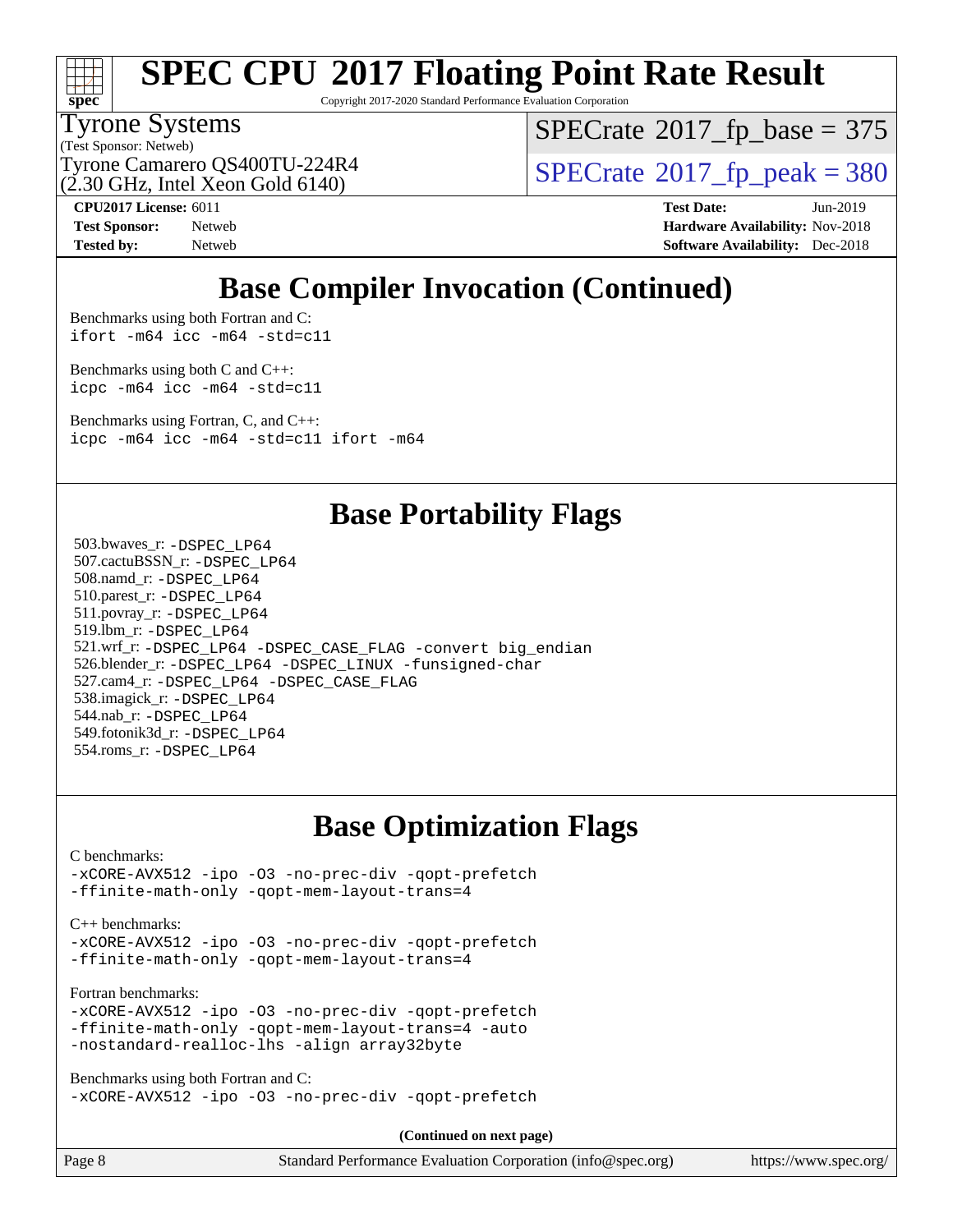# Base Compiler Invocation (Continued)

Benchmarks using both Fortran and C:
```
ifort -m64 icc -m64 -std=c11
```

Benchmarks using both C and C++:
```
icpc -m64 icc -m64 -std=c11
```

Benchmarks using Fortran, C, and C++:
```
icpc -m64 icc -m64 -std=c11 ifort -m64
```

# Base Portability Flags

503.bwaves_r: `-DSPEC_LP64`
507.cactuBSSN_r: `-DSPEC_LP64`
508.namd_r: `-DSPEC_LP64`
510.parest_r: `-DSPEC_LP64`
511.povray_r: `-DSPEC_LP64`
519.lbm_r: `-DSPEC_LP64`
521.wrf_r: `-DSPEC_LP64 -DSPEC_CASE_FLAG -convert big_endian`
526.blender_r: `-DSPEC_LP64 -DSPEC_LINUX -funsigned-char`
527.cam4_r: `-DSPEC_LP64 -DSPEC_CASE_FLAG`
538.imagick_r: `-DSPEC_LP64`
544.nab_r: `-DSPEC_LP64`
549.fotonik3d_r: `-DSPEC_LP64`
554.roms_r: `-DSPEC_LP64`

# Base Optimization Flags

C benchmarks:
```
-xCORE-AVX512 -ipo -O3 -no-prec-div -qopt-prefetch
-ffinite-math-only -qopt-mem-layout-trans=4
```

C++ benchmarks:
```
-xCORE-AVX512 -ipo -O3 -no-prec-div -qopt-prefetch
-ffinite-math-only -qopt-mem-layout-trans=4
```

Fortran benchmarks:
```
-xCORE-AVX512 -ipo -O3 -no-prec-div -qopt-prefetch
-ffinite-math-only -qopt-mem-layout-trans=4 -auto
-nostandard-realloc-lhs -align array32byte
```

Benchmarks using both Fortran and C:
```
-xCORE-AVX512 -ipo -O3 -no-prec-div -qopt-prefetch
```

**(Continued on next page)**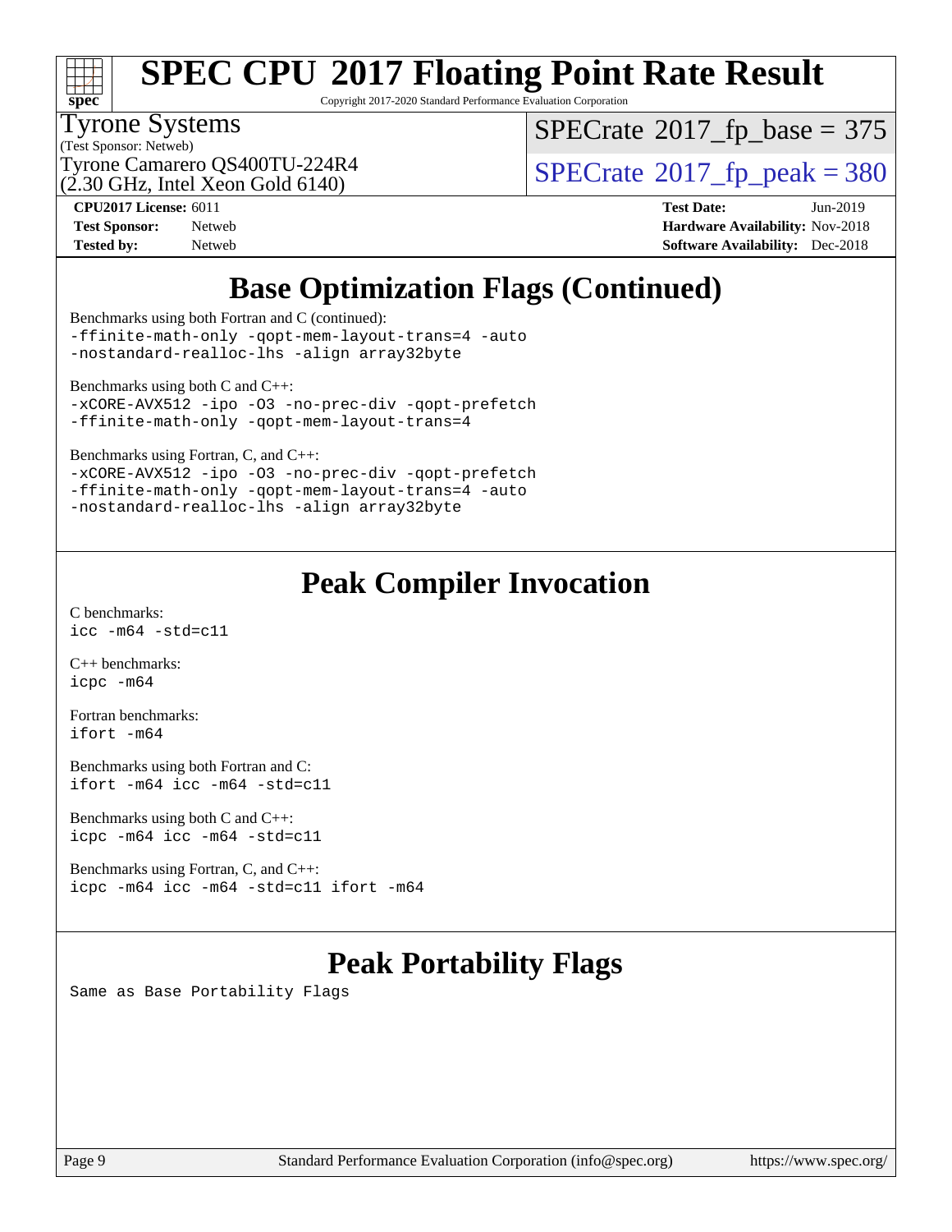# Base Optimization Flags (Continued)

Benchmarks using both Fortran and C (continued):

```
-ffinite-math-only -qopt-mem-layout-trans=4 -auto
-nostandard-realloc-lhs -align array32byte
```

Benchmarks using both C and C++:

```
-xCORE-AVX512 -ipo -O3 -no-prec-div -qopt-prefetch
-ffinite-math-only -qopt-mem-layout-trans=4
```

Benchmarks using Fortran, C, and C++:

```
-xCORE-AVX512 -ipo -O3 -no-prec-div -qopt-prefetch
-ffinite-math-only -qopt-mem-layout-trans=4 -auto
-nostandard-realloc-lhs -align array32byte
```

# Peak Compiler Invocation

C benchmarks:

```
icc -m64 -std=c11
```

C++ benchmarks:

```
icpc -m64
```

Fortran benchmarks:

```
ifort -m64
```

Benchmarks using both Fortran and C:

```
ifort -m64 icc -m64 -std=c11
```

Benchmarks using both C and C++:

```
icpc -m64 icc -m64 -std=c11
```

Benchmarks using Fortran, C, and C++:

```
icpc -m64 icc -m64 -std=c11 ifort -m64
```

# Peak Portability Flags

Same as Base Portability Flags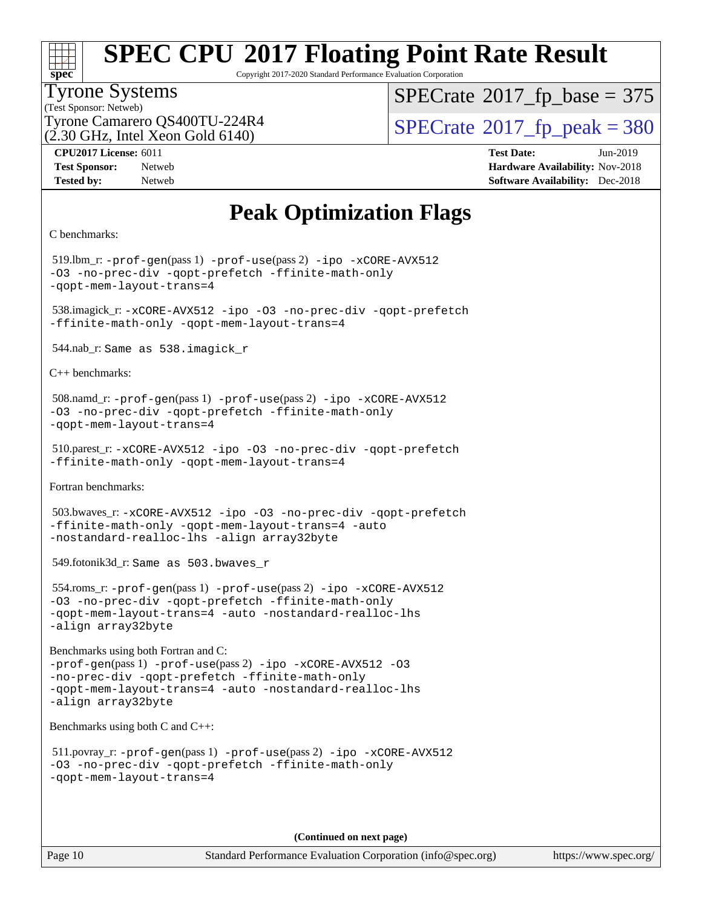# Peak Optimization Flags

C benchmarks:

519.lbm_r: `-prof-gen`(pass 1) `-prof-use`(pass 2) `-ipo -xCORE-AVX512 -O3 -no-prec-div -qopt-prefetch -ffinite-math-only -qopt-mem-layout-trans=4`

538.imagick_r: `-xCORE-AVX512 -ipo -O3 -no-prec-div -qopt-prefetch -ffinite-math-only -qopt-mem-layout-trans=4`

544.nab_r: `Same as 538.imagick_r`

C++ benchmarks:

508.namd_r: `-prof-gen`(pass 1) `-prof-use`(pass 2) `-ipo -xCORE-AVX512 -O3 -no-prec-div -qopt-prefetch -ffinite-math-only -qopt-mem-layout-trans=4`

510.parest_r: `-xCORE-AVX512 -ipo -O3 -no-prec-div -qopt-prefetch -ffinite-math-only -qopt-mem-layout-trans=4`

Fortran benchmarks:

503.bwaves_r: `-xCORE-AVX512 -ipo -O3 -no-prec-div -qopt-prefetch -ffinite-math-only -qopt-mem-layout-trans=4 -auto -nostandard-realloc-lhs -align array32byte`

549.fotonik3d_r: `Same as 503.bwaves_r`

554.roms_r: `-prof-gen`(pass 1) `-prof-use`(pass 2) `-ipo -xCORE-AVX512 -O3 -no-prec-div -qopt-prefetch -ffinite-math-only -qopt-mem-layout-trans=4 -auto -nostandard-realloc-lhs -align array32byte`

Benchmarks using both Fortran and C:
`-prof-gen`(pass 1) `-prof-use`(pass 2) `-ipo -xCORE-AVX512 -O3 -no-prec-div -qopt-prefetch -ffinite-math-only -qopt-mem-layout-trans=4 -auto -nostandard-realloc-lhs -align array32byte`

Benchmarks using both C and C++:

511.povray_r: `-prof-gen`(pass 1) `-prof-use`(pass 2) `-ipo -xCORE-AVX512 -O3 -no-prec-div -qopt-prefetch -ffinite-math-only -qopt-mem-layout-trans=4`

**(Continued on next page)**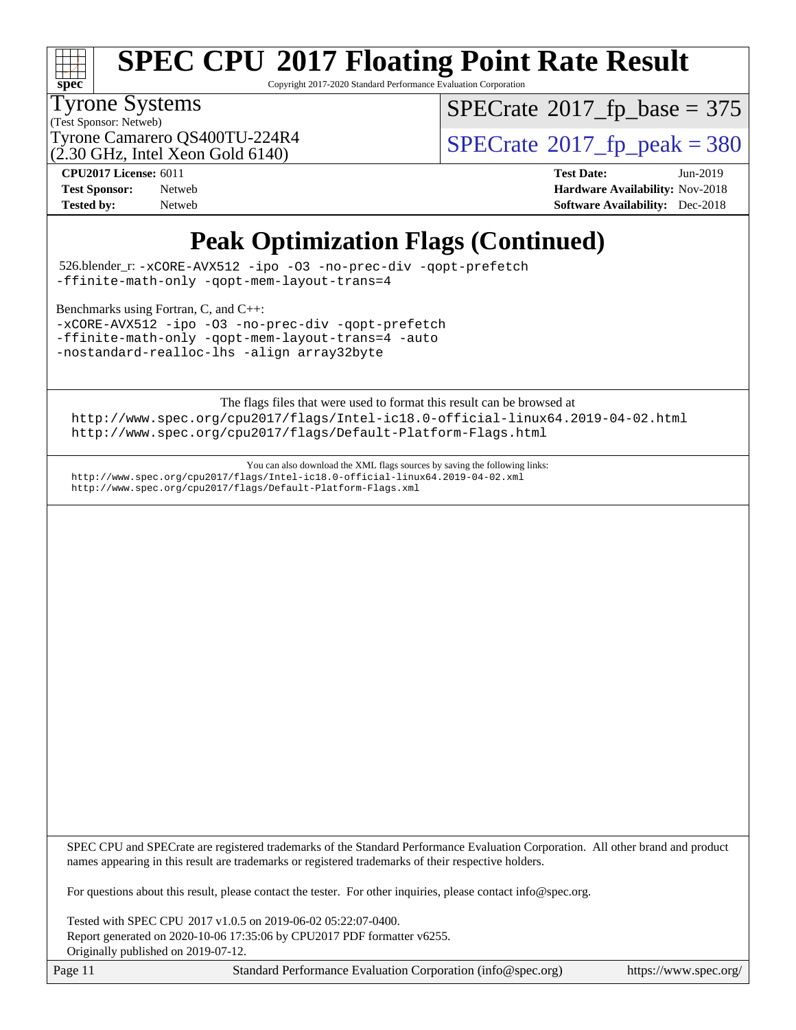# Peak Optimization Flags (Continued)

526.blender_r: `-xCORE-AVX512 -ipo -O3 -no-prec-div -qopt-prefetch -ffinite-math-only -qopt-mem-layout-trans=4`

Benchmarks using Fortran, C, and C++:
`-xCORE-AVX512 -ipo -O3 -no-prec-div -qopt-prefetch -ffinite-math-only -qopt-mem-layout-trans=4 -auto -nostandard-realloc-lhs -align array32byte`

The flags files that were used to format this result can be browsed at
http://www.spec.org/cpu2017/flags/Intel-ic18.0-official-linux64.2019-04-02.html
http://www.spec.org/cpu2017/flags/Default-Platform-Flags.html

You can also download the XML flags sources by saving the following links:
http://www.spec.org/cpu2017/flags/Intel-ic18.0-official-linux64.2019-04-02.xml
http://www.spec.org/cpu2017/flags/Default-Platform-Flags.xml

SPEC CPU and SPECrate are registered trademarks of the Standard Performance Evaluation Corporation. All other brand and product names appearing in this result are trademarks or registered trademarks of their respective holders.

For questions about this result, please contact the tester. For other inquiries, please contact info@spec.org.

Tested with SPEC CPU 2017 v1.0.5 on 2019-06-02 05:22:07-0400.
Report generated on 2020-10-06 17:35:06 by CPU2017 PDF formatter v6255.
Originally published on 2019-07-12.